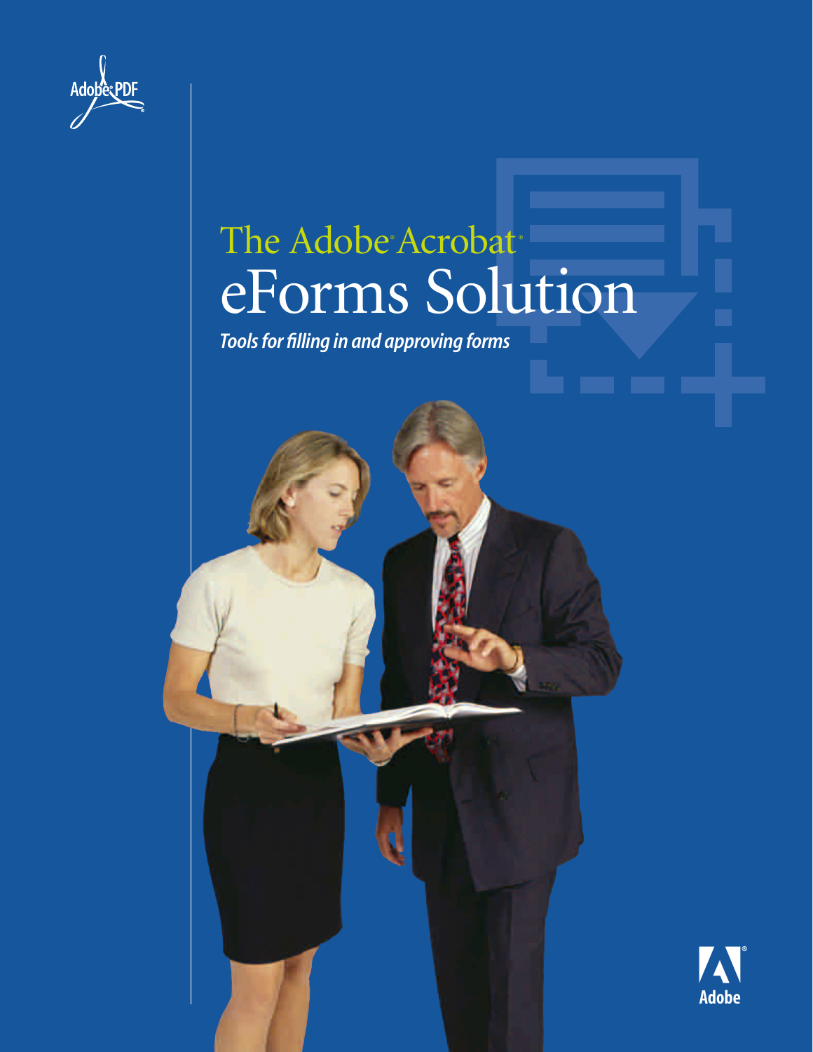Adobe PDF

# The Adobe® Acrobat®

# eForms Solution

*Tools for filling in and approving forms*

Adobe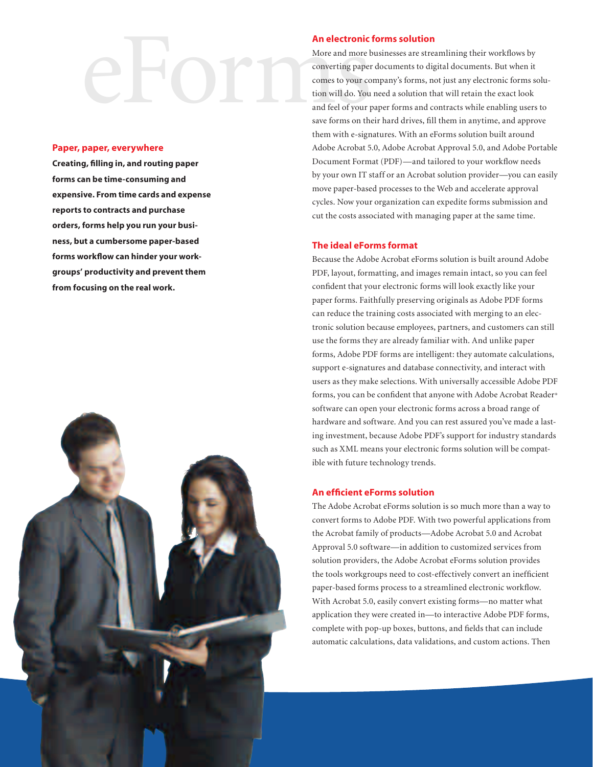# eForms

## Paper, paper, everywhere

**Creating, filling in, and routing paper forms can be time-consuming and expensive. From time cards and expense reports to contracts and purchase orders, forms help you run your business, but a cumbersome paper-based forms workflow can hinder your workgroups' productivity and prevent them from focusing on the real work.**

## An electronic forms solution

More and more businesses are streamlining their workflows by converting paper documents to digital documents. But when it comes to your company's forms, not just any electronic forms solution will do. You need a solution that will retain the exact look and feel of your paper forms and contracts while enabling users to save forms on their hard drives, fill them in anytime, and approve them with e-signatures. With an eForms solution built around Adobe Acrobat 5.0, Adobe Acrobat Approval 5.0, and Adobe Portable Document Format (PDF)—and tailored to your workflow needs by your own IT staff or an Acrobat solution provider—you can easily move paper-based processes to the Web and accelerate approval cycles. Now your organization can expedite forms submission and cut the costs associated with managing paper at the same time.

## The ideal eForms format

Because the Adobe Acrobat eForms solution is built around Adobe PDF, layout, formatting, and images remain intact, so you can feel confident that your electronic forms will look exactly like your paper forms. Faithfully preserving originals as Adobe PDF forms can reduce the training costs associated with merging to an electronic solution because employees, partners, and customers can still use the forms they are already familiar with. And unlike paper forms, Adobe PDF forms are intelligent: they automate calculations, support e-signatures and database connectivity, and interact with users as they make selections. With universally accessible Adobe PDF forms, you can be confident that anyone with Adobe Acrobat Reader® software can open your electronic forms across a broad range of hardware and software. And you can rest assured you've made a lasting investment, because Adobe PDF's support for industry standards such as XML means your electronic forms solution will be compatible with future technology trends.

## An efficient eForms solution

The Adobe Acrobat eForms solution is so much more than a way to convert forms to Adobe PDF. With two powerful applications from the Acrobat family of products—Adobe Acrobat 5.0 and Acrobat Approval 5.0 software—in addition to customized services from solution providers, the Adobe Acrobat eForms solution provides the tools workgroups need to cost-effectively convert an inefficient paper-based forms process to a streamlined electronic workflow. With Acrobat 5.0, easily convert existing forms—no matter what application they were created in—to interactive Adobe PDF forms, complete with pop-up boxes, buttons, and fields that can include automatic calculations, data validations, and custom actions. Then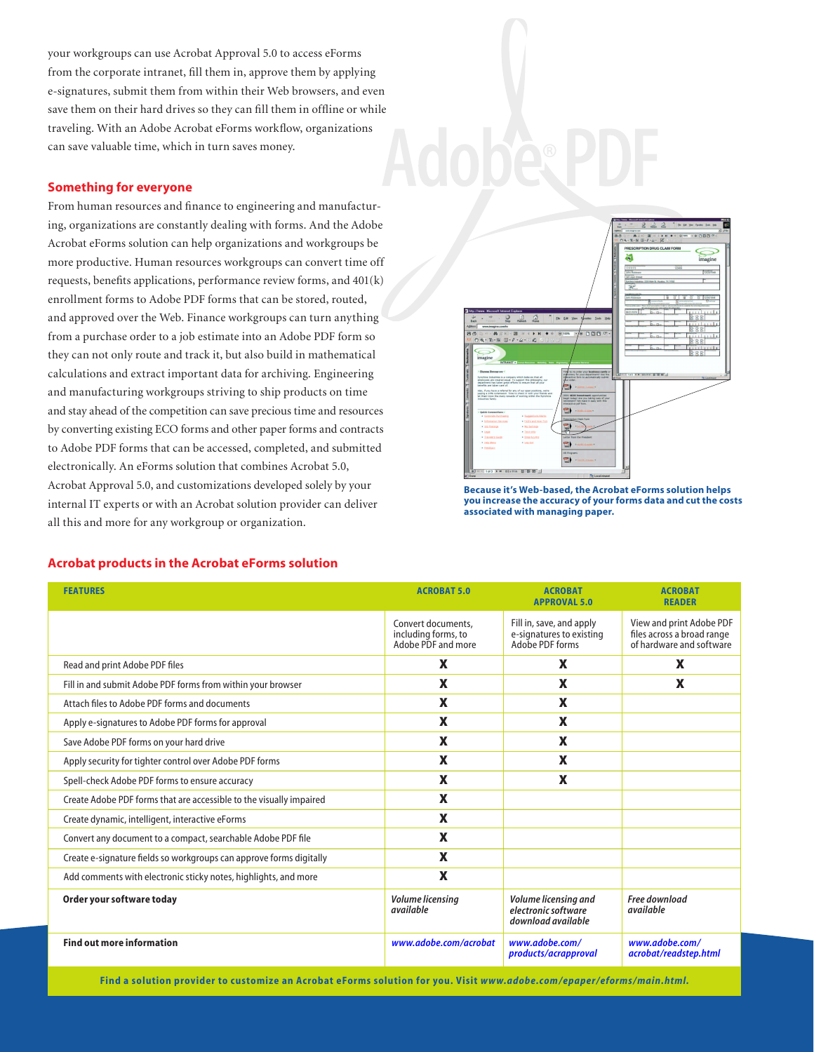your workgroups can use Acrobat Approval 5.0 to access eForms from the corporate intranet, fill them in, approve them by applying e-signatures, submit them from within their Web browsers, and even save them on their hard drives so they can fill them in offline or while traveling. With an Adobe Acrobat eForms workflow, organizations can save valuable time, which in turn saves money.

## Something for everyone

From human resources and finance to engineering and manufacturing, organizations are constantly dealing with forms. And the Adobe Acrobat eForms solution can help organizations and workgroups be more productive. Human resources workgroups can convert time off requests, benefits applications, performance review forms, and 401(k) enrollment forms to Adobe PDF forms that can be stored, routed, and approved over the Web. Finance workgroups can turn anything from a purchase order to a job estimate into an Adobe PDF form so they can not only route and track it, but also build in mathematical calculations and extract important data for archiving. Engineering and manufacturing workgroups striving to ship products on time and stay ahead of the competition can save precious time and resources by converting existing ECO forms and other paper forms and contracts to Adobe PDF forms that can be accessed, completed, and submitted electronically. An eForms solution that combines Acrobat 5.0, Acrobat Approval 5.0, and customizations developed solely by your internal IT experts or with an Acrobat solution provider can deliver all this and more for any workgroup or organization.

**Because it's Web-based, the Acrobat eForms solution helps you increase the accuracy of your forms data and cut the costs associated with managing paper.**

## Acrobat products in the Acrobat eForms solution

| FEATURES | ACROBAT 5.0 | ACROBAT APPROVAL 5.0 | ACROBAT READER |
|---|---|---|---|
| | Convert documents, including forms, to Adobe PDF and more | Fill in, save, and apply e-signatures to existing Adobe PDF forms | View and print Adobe PDF files across a broad range of hardware and software |
| Read and print Adobe PDF files | X | X | X |
| Fill in and submit Adobe PDF forms from within your browser | X | X | X |
| Attach files to Adobe PDF forms and documents | X | X | |
| Apply e-signatures to Adobe PDF forms for approval | X | X | |
| Save Adobe PDF forms on your hard drive | X | X | |
| Apply security for tighter control over Adobe PDF forms | X | X | |
| Spell-check Adobe PDF forms to ensure accuracy | X | X | |
| Create Adobe PDF forms that are accessible to the visually impaired | X | | |
| Create dynamic, intelligent, interactive eForms | X | | |
| Convert any document to a compact, searchable Adobe PDF file | X | | |
| Create e-signature fields so workgroups can approve forms digitally | X | | |
| Add comments with electronic sticky notes, highlights, and more | X | | |
| **Order your software today** | *Volume licensing available* | *Volume licensing and electronic software download available* | *Free download available* |
| **Find out more information** | *www.adobe.com/acrobat* | *www.adobe.com/products/acrapproval* | *www.adobe.com/acrobat/readstep.html* |

**Find a solution provider to customize an Acrobat eForms solution for you. Visit *www.adobe.com/epaper/eforms/main.html*.**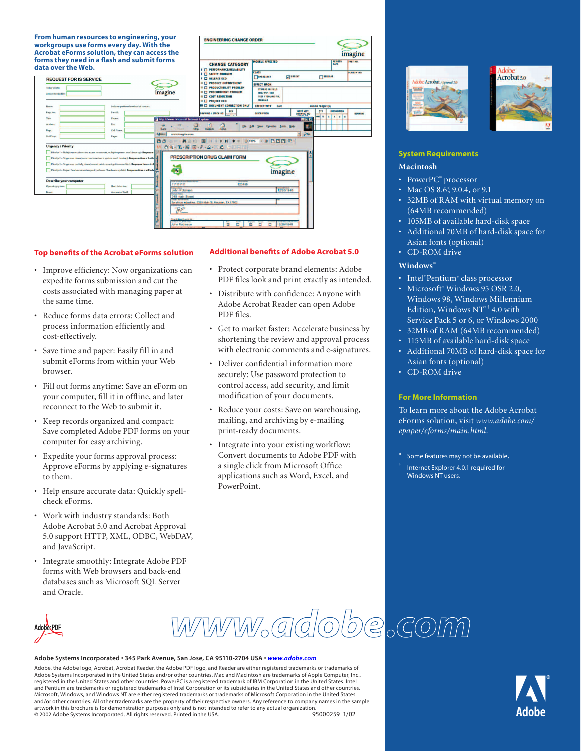**From human resources to engineering, your workgroups use forms every day. With the Acrobat eForms solution, they can access the forms they need in a flash and submit forms data over the Web.**

## Top benefits of the Acrobat eForms solution

- Improve efficiency: Now organizations can expedite forms submission and cut the costs associated with managing paper at the same time.
- Reduce forms data errors: Collect and process information efficiently and cost-effectively.
- Save time and paper: Easily fill in and submit eForms from within your Web browser.
- Fill out forms anytime: Save an eForm on your computer, fill it in offline, and later reconnect to the Web to submit it.
- Keep records organized and compact: Save completed Adobe PDF forms on your computer for easy archiving.
- Expedite your forms approval process: Approve eForms by applying e-signatures to them.
- Help ensure accurate data: Quickly spell-check eForms.
- Work with industry standards: Both Adobe Acrobat 5.0 and Acrobat Approval 5.0 support HTTP, XML, ODBC, WebDAV, and JavaScript.
- Integrate smoothly: Integrate Adobe PDF forms with Web browsers and back-end databases such as Microsoft SQL Server and Oracle.

## Additional benefits of Adobe Acrobat 5.0

- Protect corporate brand elements: Adobe PDF files look and print exactly as intended.
- Distribute with confidence: Anyone with Adobe Acrobat Reader can open Adobe PDF files.
- Get to market faster: Accelerate business by shortening the review and approval process with electronic comments and e-signatures.
- Deliver confidential information more securely: Use password protection to control access, add security, and limit modification of your documents.
- Reduce your costs: Save on warehousing, mailing, and archiving by e-mailing print-ready documents.
- Integrate into your existing workflow: Convert documents to Adobe PDF with a single click from Microsoft Office applications such as Word, Excel, and PowerPoint.

## System Requirements

### Macintosh

- PowerPC® processor
- Mac OS 8.6*, 9.0.4, or 9.1
- 32MB of RAM with virtual memory on (64MB recommended)
- 105MB of available hard-disk space
- Additional 70MB of hard-disk space for Asian fonts (optional)
- CD-ROM drive

### Windows®

- Intel® Pentium® class processor
- Microsoft® Windows 95 OSR 2.0, Windows 98, Windows Millennium Edition, Windows NT®† 4.0 with Service Pack 5 or 6, or Windows 2000
- 32MB of RAM (64MB recommended)
- 115MB of available hard-disk space
- Additional 70MB of hard-disk space for Asian fonts (optional)
- CD-ROM drive

## For More Information

To learn more about the Adobe Acrobat eForms solution, visit *www.adobe.com/epaper/eforms/main.html.*

\* Some features may not be available.

† Internet Explorer 4.0.1 required for Windows NT users.

www.adobe.com

**Adobe Systems Incorporated • 345 Park Avenue, San Jose, CA 95110-2704 USA • *www.adobe.com***

Adobe, the Adobe logo, Acrobat, Acrobat Reader, the Adobe PDF logo, and Reader are either registered trademarks or trademarks of Adobe Systems Incorporated in the United States and/or other countries. Mac and Macintosh are trademarks of Apple Computer, Inc., registered in the United States and other countries. PowerPC is a registered trademark of IBM Corporation in the United States. Intel and Pentium are trademarks or registered trademarks of Intel Corporation or its subsidiaries in the United States and other countries. Microsoft, Windows, and Windows NT are either registered trademarks or trademarks of Microsoft Corporation in the United States and/or other countries. All other trademarks are the property of their respective owners. Any reference to company names in the sample artwork in this brochure is for demonstration purposes only and is not intended to refer to any actual organization.

© 2002 Adobe Systems Incorporated. All rights reserved. Printed in the USA. 95000259 1/02